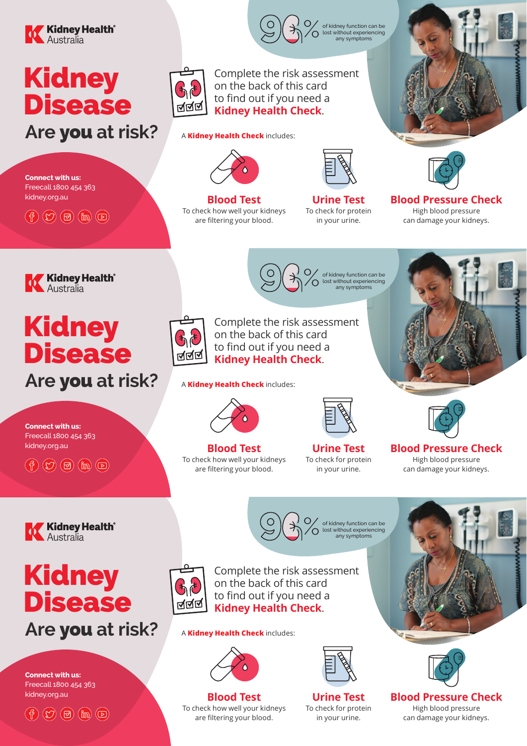Kidney Health Australia

# Kidney Disease

## Are **you** at risk?

**Connect with us:**
Freecall 1800 454 363
kidney.org.au

90% of kidney function can be lost without experiencing any symptoms

Complete the risk assessment on the back of this card to find out if you need a **Kidney Health Check**.

A **Kidney Health Check** includes:

**Blood Test**
To check how well your kidneys are filtering your blood.

**Urine Test**
To check for protein in your urine.

**Blood Pressure Check**
High blood pressure can damage your kidneys.

---

Kidney Health Australia

# Kidney Disease

## Are **you** at risk?

**Connect with us:**
Freecall 1800 454 363
kidney.org.au

90% of kidney function can be lost without experiencing any symptoms

Complete the risk assessment on the back of this card to find out if you need a **Kidney Health Check**.

A **Kidney Health Check** includes:

**Blood Test**
To check how well your kidneys are filtering your blood.

**Urine Test**
To check for protein in your urine.

**Blood Pressure Check**
High blood pressure can damage your kidneys.

---

Kidney Health Australia

# Kidney Disease

## Are **you** at risk?

**Connect with us:**
Freecall 1800 454 363
kidney.org.au

90% of kidney function can be lost without experiencing any symptoms

Complete the risk assessment on the back of this card to find out if you need a **Kidney Health Check**.

A **Kidney Health Check** includes:

**Blood Test**
To check how well your kidneys are filtering your blood.

**Urine Test**
To check for protein in your urine.

**Blood Pressure Check**
High blood pressure can damage your kidneys.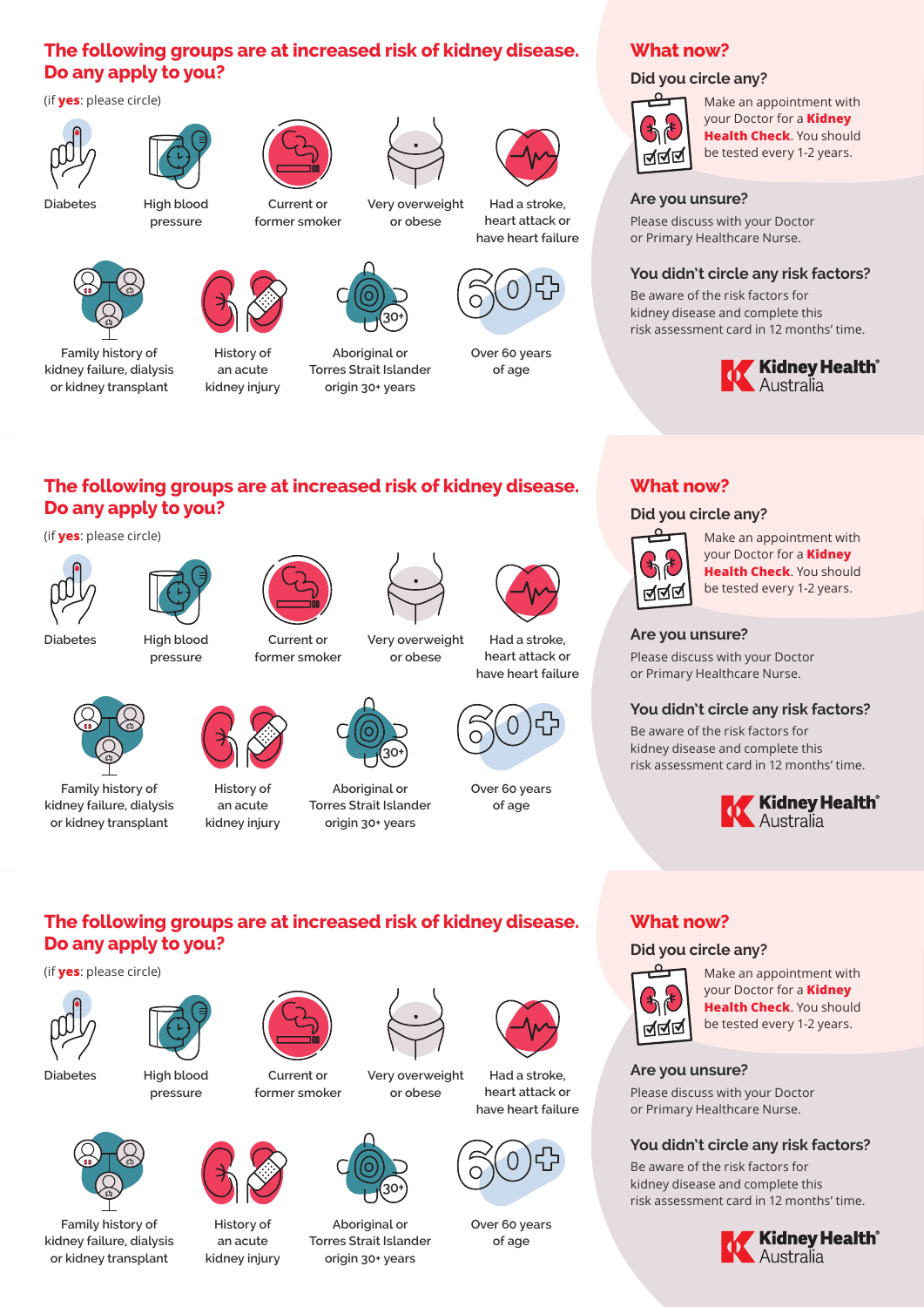## The following groups are at increased risk of kidney disease. Do any apply to you?

(if **yes**: please circle)

- Diabetes
- High blood pressure
- Current or former smoker
- Very overweight or obese
- Had a stroke, heart attack or have heart failure
- Family history of kidney failure, dialysis or kidney transplant
- History of an acute kidney injury
- Aboriginal or Torres Strait Islander origin 30+ years
- Over 60 years of age

## What now?

### Did you circle any?

Make an appointment with your Doctor for a **Kidney Health Check**. You should be tested every 1-2 years.

### Are you unsure?

Please discuss with your Doctor or Primary Healthcare Nurse.

### You didn't circle any risk factors?

Be aware of the risk factors for kidney disease and complete this risk assessment card in 12 months' time.

Kidney Health Australia

## The following groups are at increased risk of kidney disease. Do any apply to you?

(if **yes**: please circle)

- Diabetes
- High blood pressure
- Current or former smoker
- Very overweight or obese
- Had a stroke, heart attack or have heart failure
- Family history of kidney failure, dialysis or kidney transplant
- History of an acute kidney injury
- Aboriginal or Torres Strait Islander origin 30+ years
- Over 60 years of age

## What now?

### Did you circle any?

Make an appointment with your Doctor for a **Kidney Health Check**. You should be tested every 1-2 years.

### Are you unsure?

Please discuss with your Doctor or Primary Healthcare Nurse.

### You didn't circle any risk factors?

Be aware of the risk factors for kidney disease and complete this risk assessment card in 12 months' time.

Kidney Health Australia

## The following groups are at increased risk of kidney disease. Do any apply to you?

(if **yes**: please circle)

- Diabetes
- High blood pressure
- Current or former smoker
- Very overweight or obese
- Had a stroke, heart attack or have heart failure
- Family history of kidney failure, dialysis or kidney transplant
- History of an acute kidney injury
- Aboriginal or Torres Strait Islander origin 30+ years
- Over 60 years of age

## What now?

### Did you circle any?

Make an appointment with your Doctor for a **Kidney Health Check**. You should be tested every 1-2 years.

### Are you unsure?

Please discuss with your Doctor or Primary Healthcare Nurse.

### You didn't circle any risk factors?

Be aware of the risk factors for kidney disease and complete this risk assessment card in 12 months' time.

Kidney Health Australia